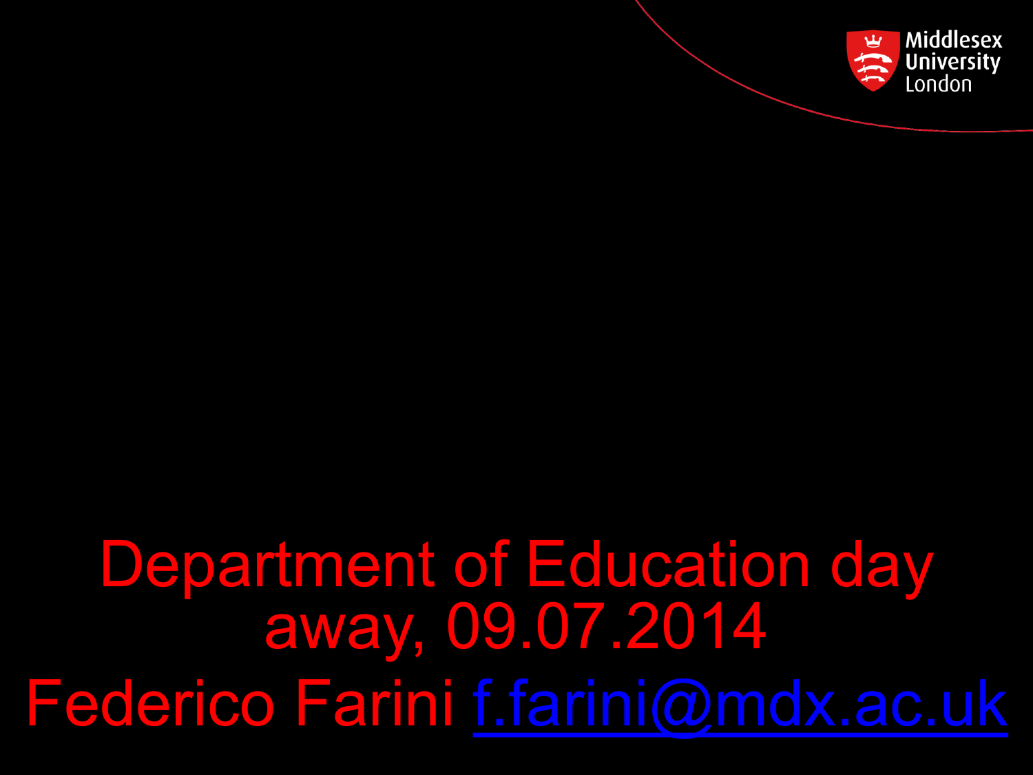Middlesex University London

# Department of Education day away, 09.07.2014

Federico Farini f.farini@mdx.ac.uk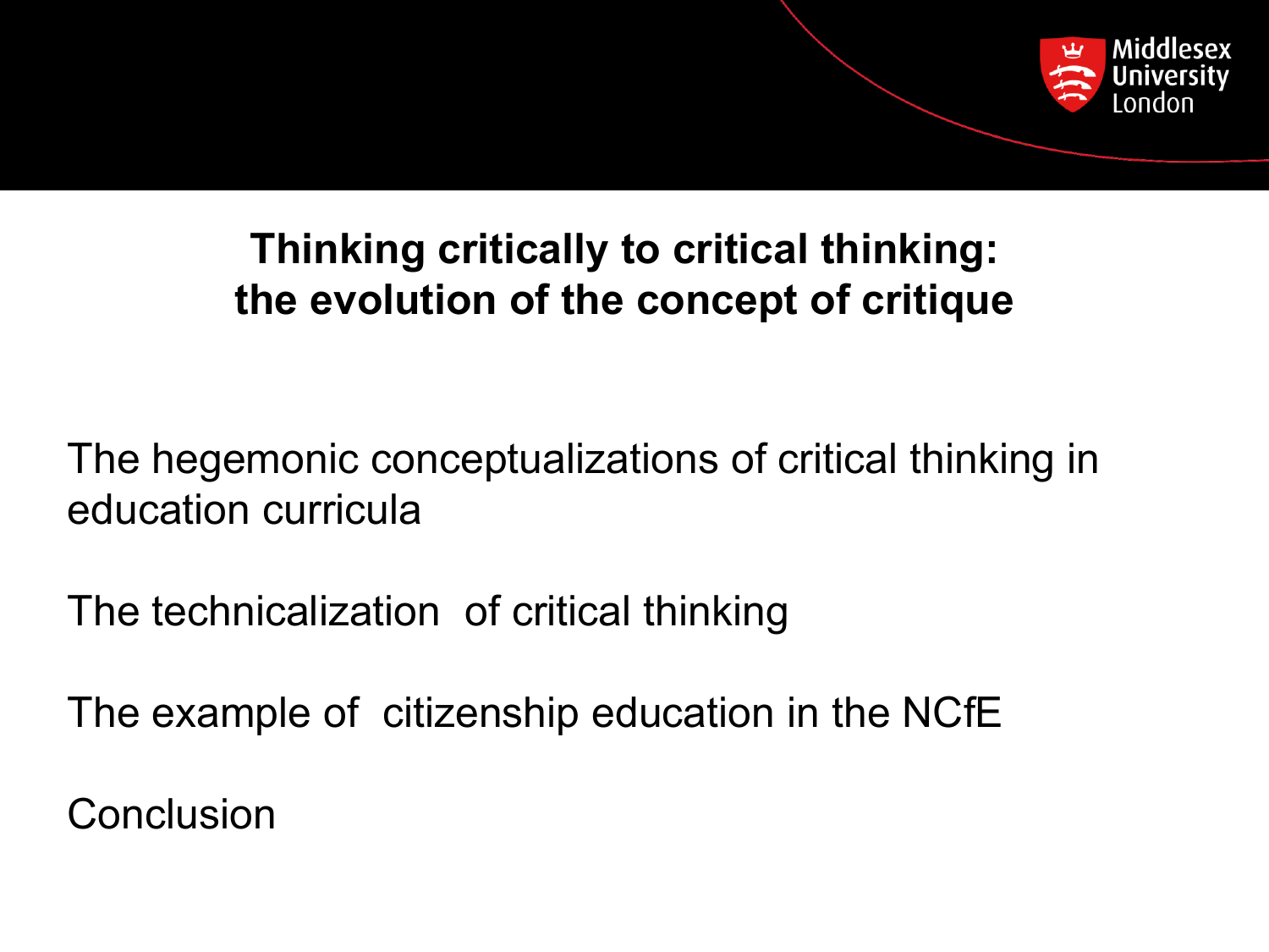# Thinking critically to critical thinking: the evolution of the concept of critique

The hegemonic conceptualizations of critical thinking in education curricula

The technicalization of critical thinking

The example of citizenship education in the NCfE

Conclusion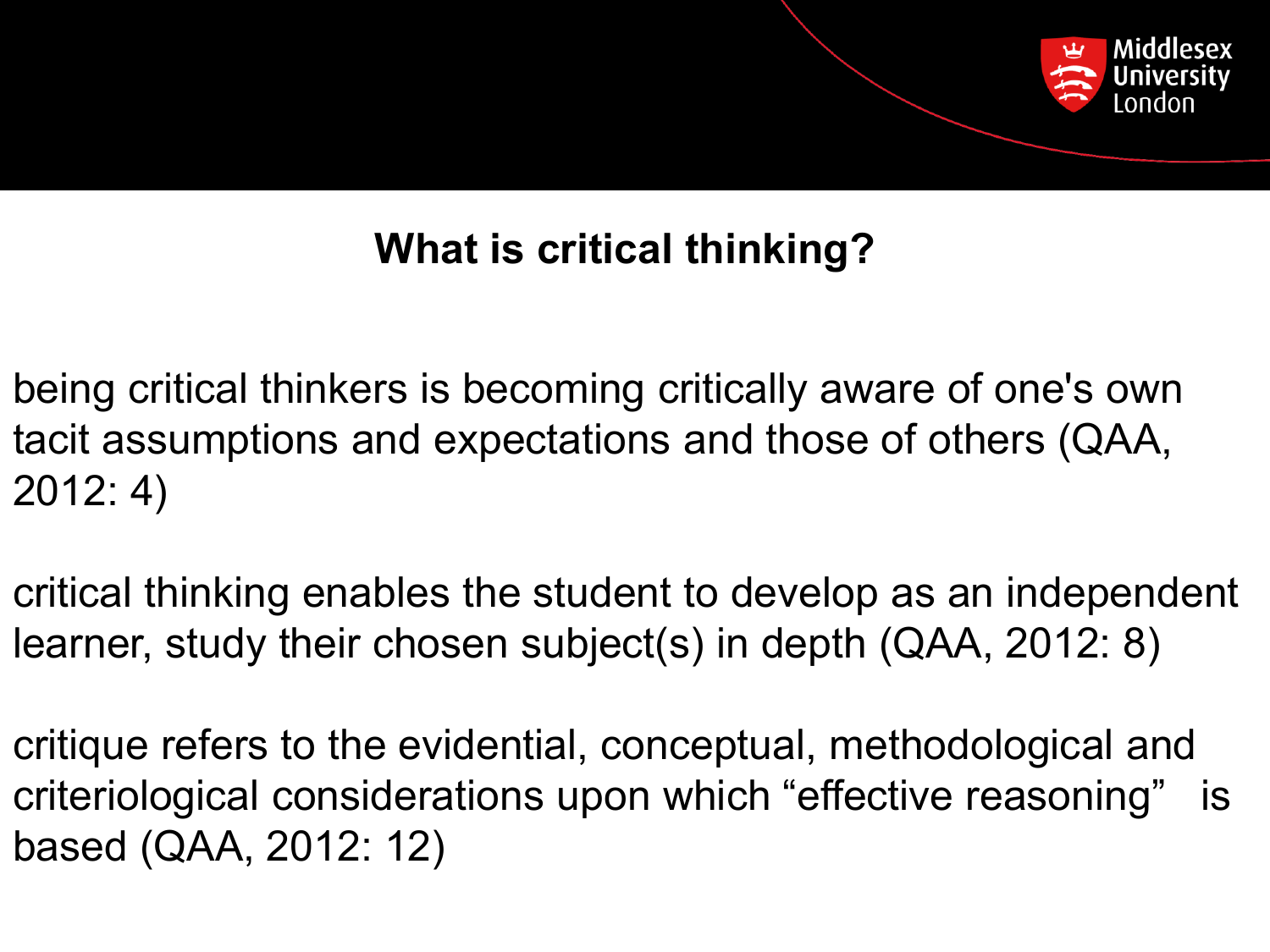## What is critical thinking?

being critical thinkers is becoming critically aware of one's own tacit assumptions and expectations and those of others (QAA, 2012: 4)

critical thinking enables the student to develop as an independent learner, study their chosen subject(s) in depth (QAA, 2012: 8)

critique refers to the evidential, conceptual, methodological and criteriological considerations upon which "effective reasoning" is based (QAA, 2012: 12)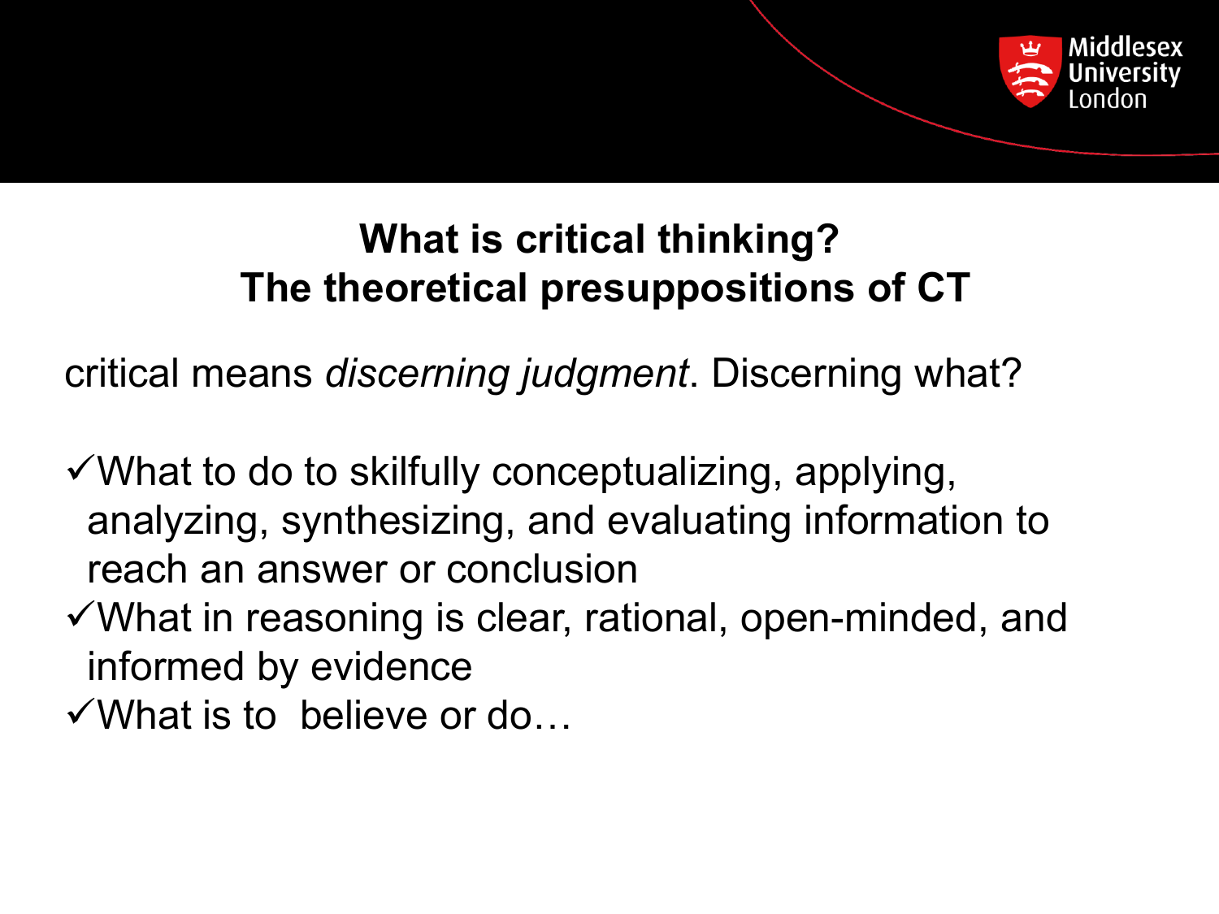## What is critical thinking?
## The theoretical presuppositions of CT

critical means *discerning judgment*. Discerning what?

- ✓What to do to skilfully conceptualizing, applying, analyzing, synthesizing, and evaluating information to reach an answer or conclusion
- ✓What in reasoning is clear, rational, open-minded, and informed by evidence
- ✓What is to believe or do…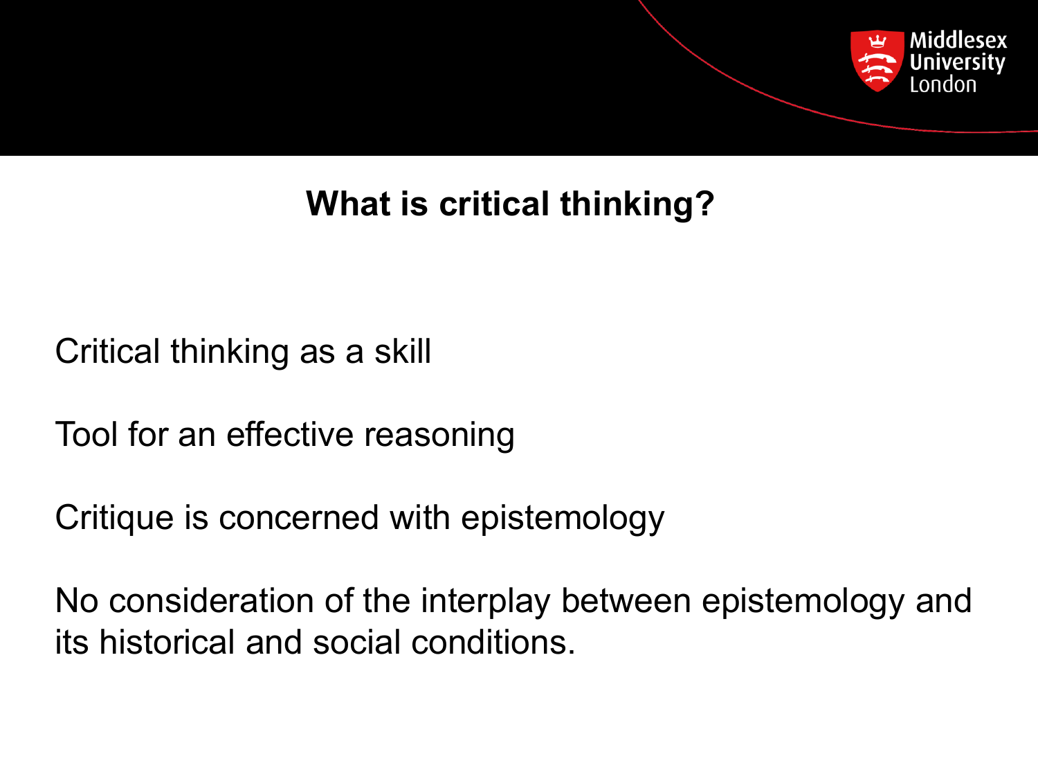## What is critical thinking?

Critical thinking as a skill

Tool for an effective reasoning

Critique is concerned with epistemology

No consideration of the interplay between epistemology and its historical and social conditions.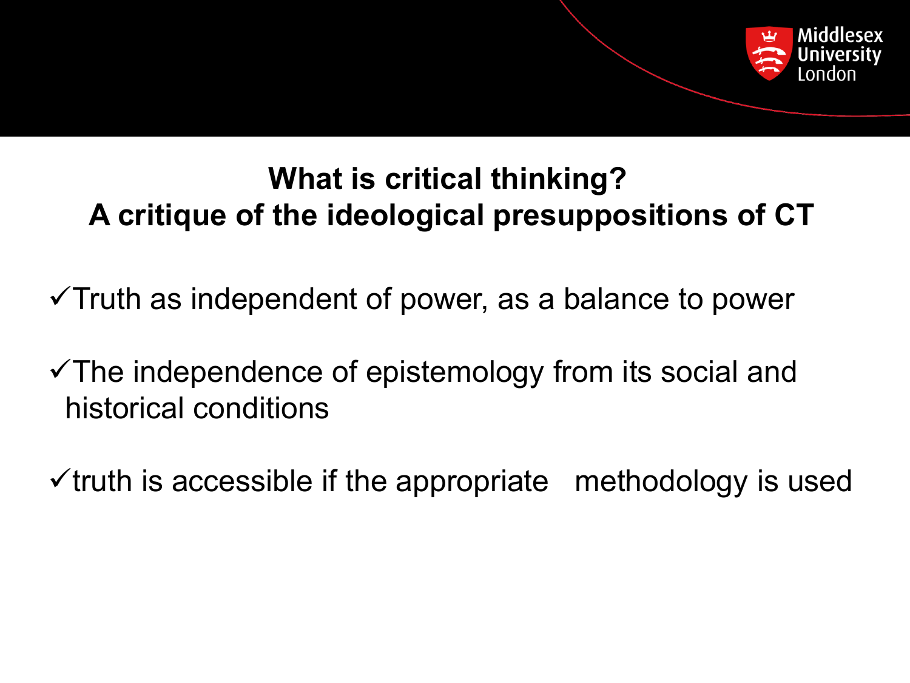## What is critical thinking?
## A critique of the ideological presuppositions of CT

- ✓Truth as independent of power, as a balance to power
- ✓The independence of epistemology from its social and historical conditions
- ✓truth is accessible if the appropriate methodology is used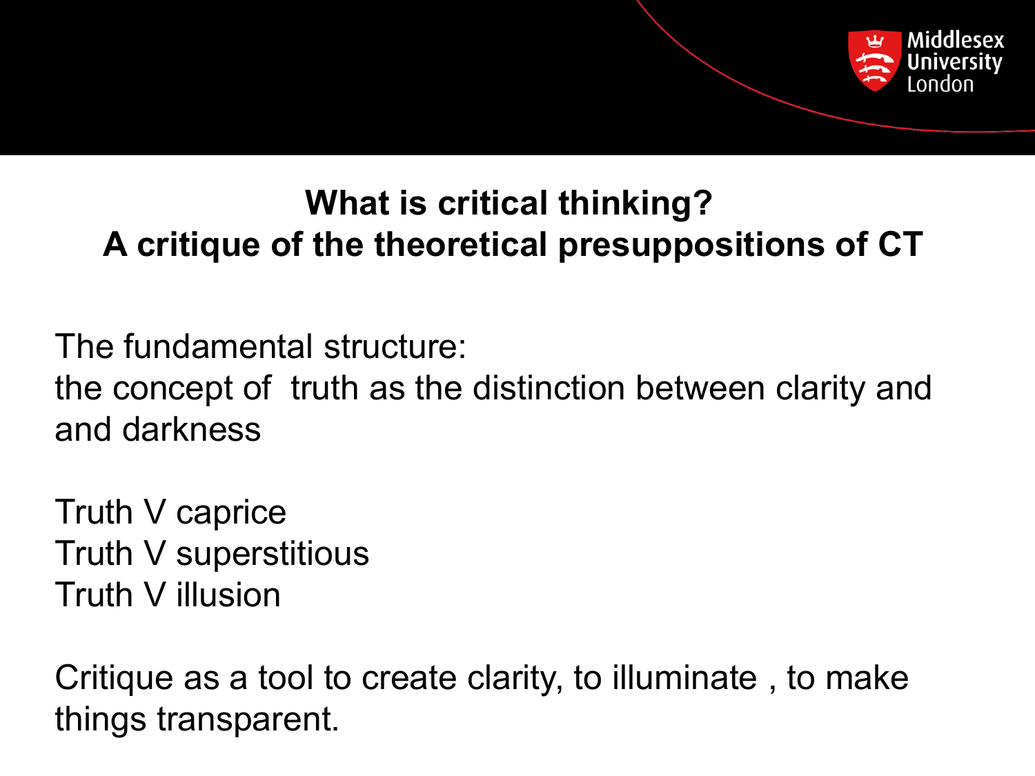## What is critical thinking?
## A critique of the theoretical presuppositions of CT

The fundamental structure:
the concept of truth as the distinction between clarity and and darkness

Truth V caprice
Truth V superstitious
Truth V illusion

Critique as a tool to create clarity, to illuminate , to make things transparent.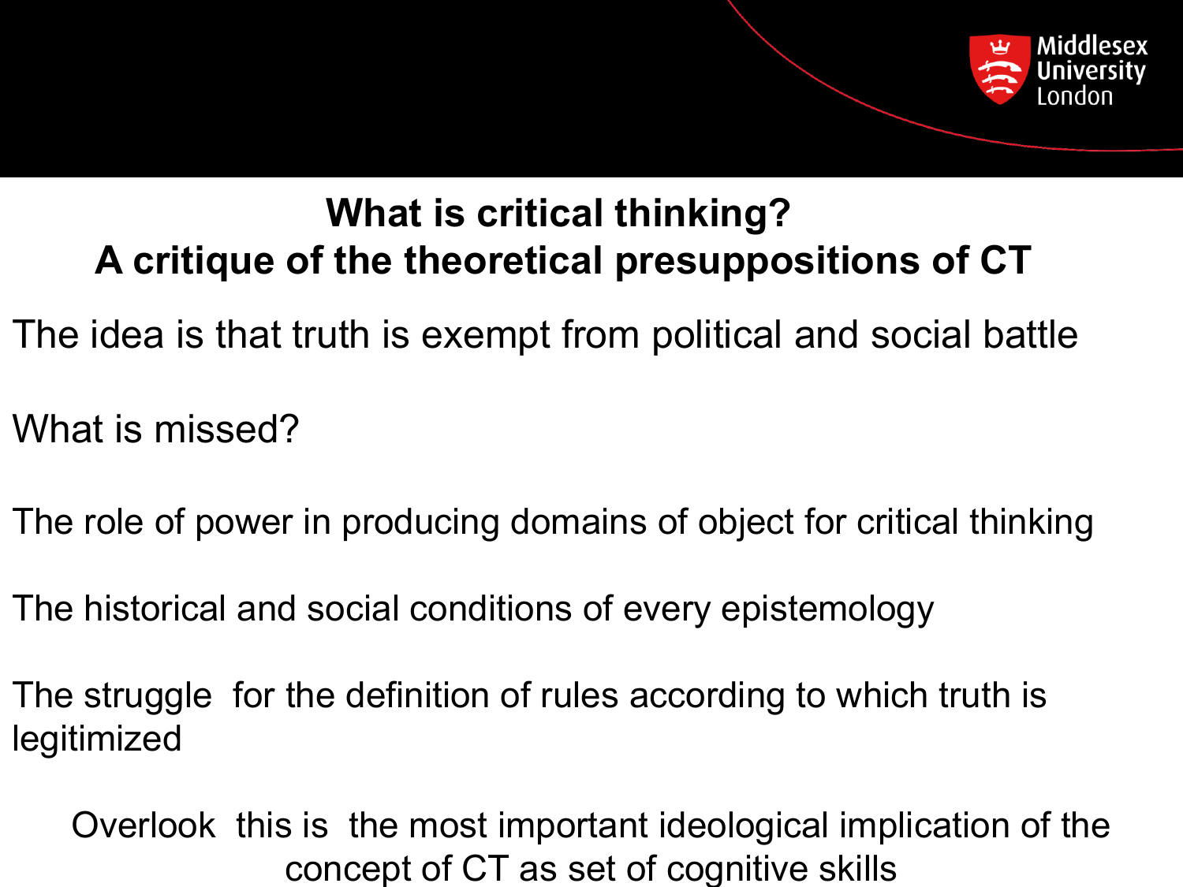## What is critical thinking?
## A critique of the theoretical presuppositions of CT

The idea is that truth is exempt from political and social battle

What is missed?

The role of power in producing domains of object for critical thinking

The historical and social conditions of every epistemology

The struggle for the definition of rules according to which truth is legitimized

Overlook this is the most important ideological implication of the concept of CT as set of cognitive skills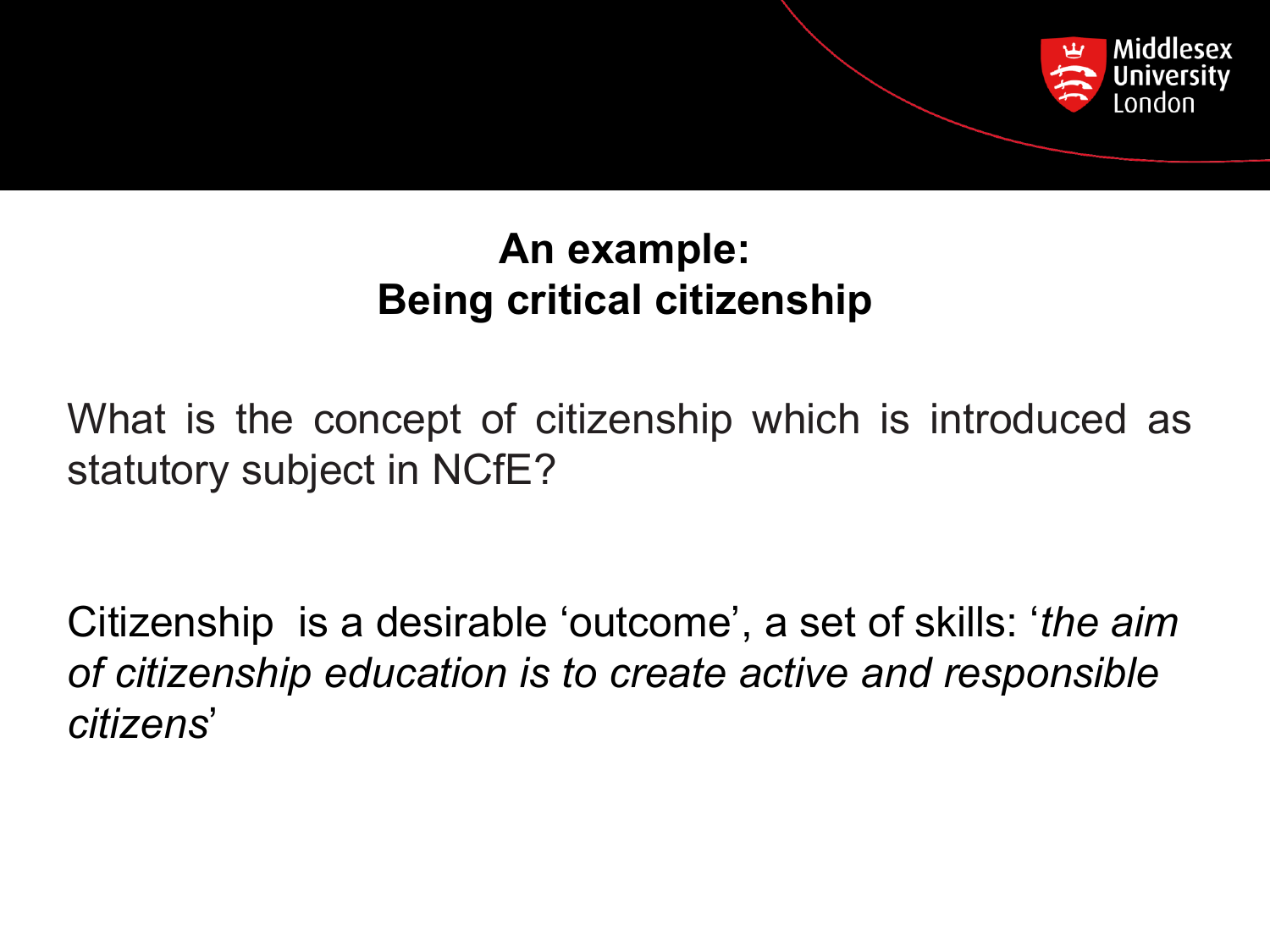## An example:
## Being critical citizenship

What is the concept of citizenship which is introduced as statutory subject in NCfE?

Citizenship is a desirable 'outcome', a set of skills: '*the aim of citizenship education is to create active and responsible citizens*'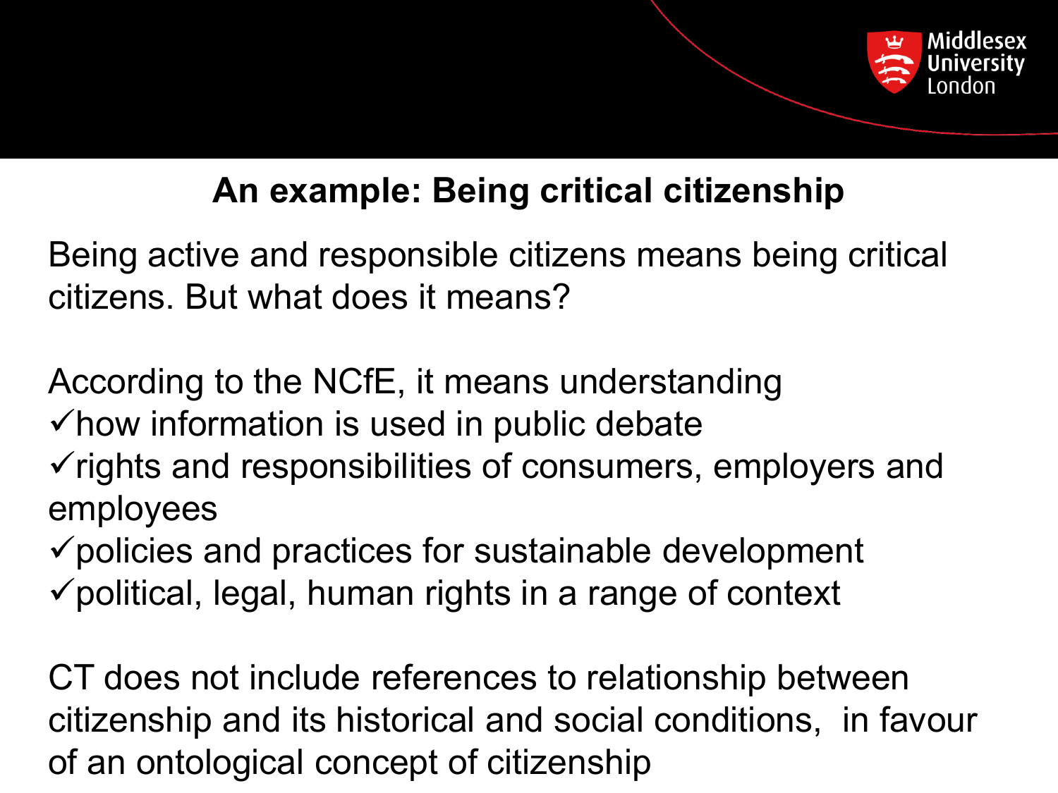## An example: Being critical citizenship

Being active and responsible citizens means being critical citizens. But what does it means?

According to the NCfE, it means understanding
- ✓how information is used in public debate
- ✓rights and responsibilities of consumers, employers and employees
- ✓policies and practices for sustainable development
- ✓political, legal, human rights in a range of context

CT does not include references to relationship between citizenship and its historical and social conditions, in favour of an ontological concept of citizenship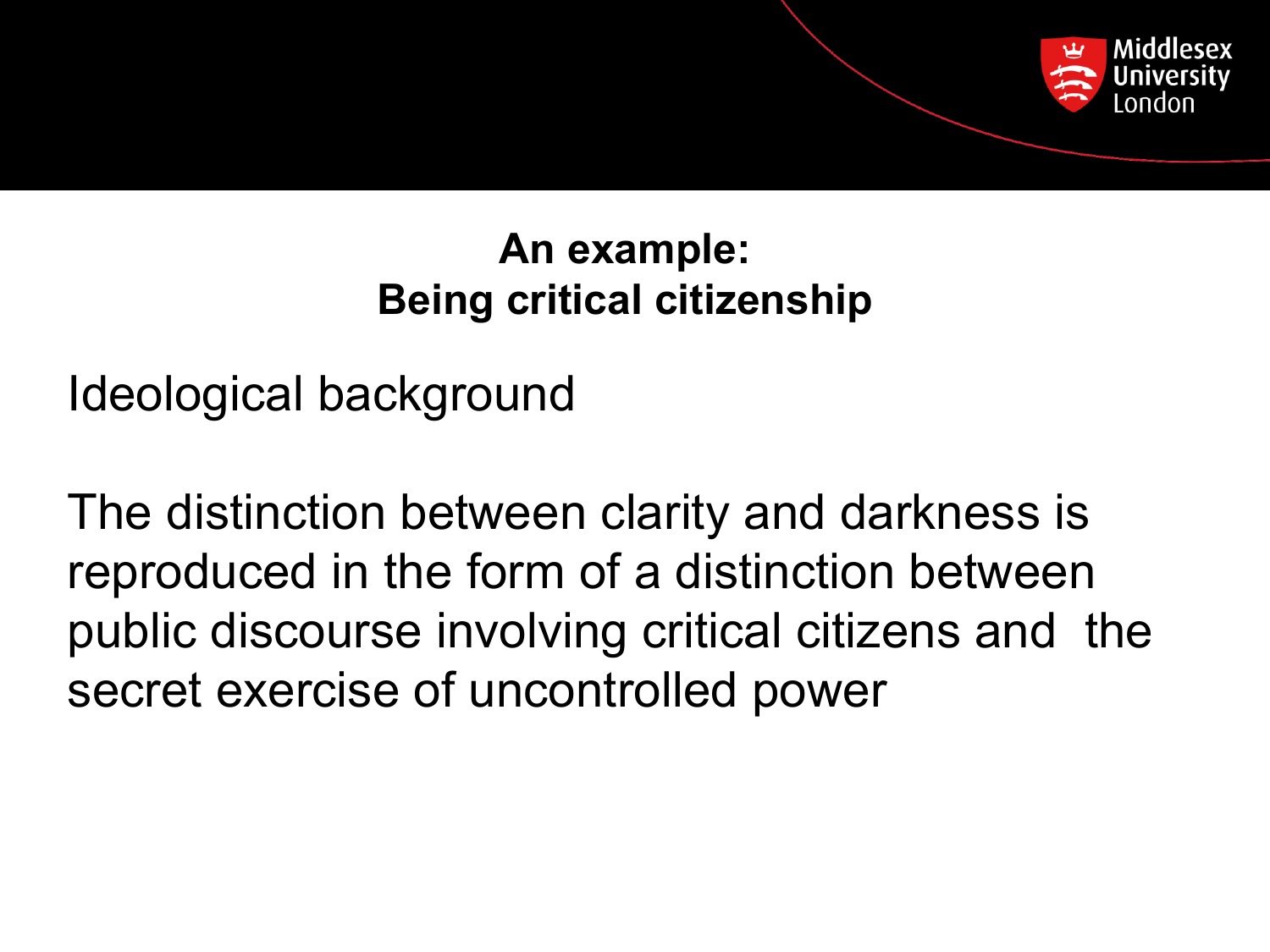## An example:
## Being critical citizenship

Ideological background

The distinction between clarity and darkness is reproduced in the form of a distinction between public discourse involving critical citizens and the secret exercise of uncontrolled power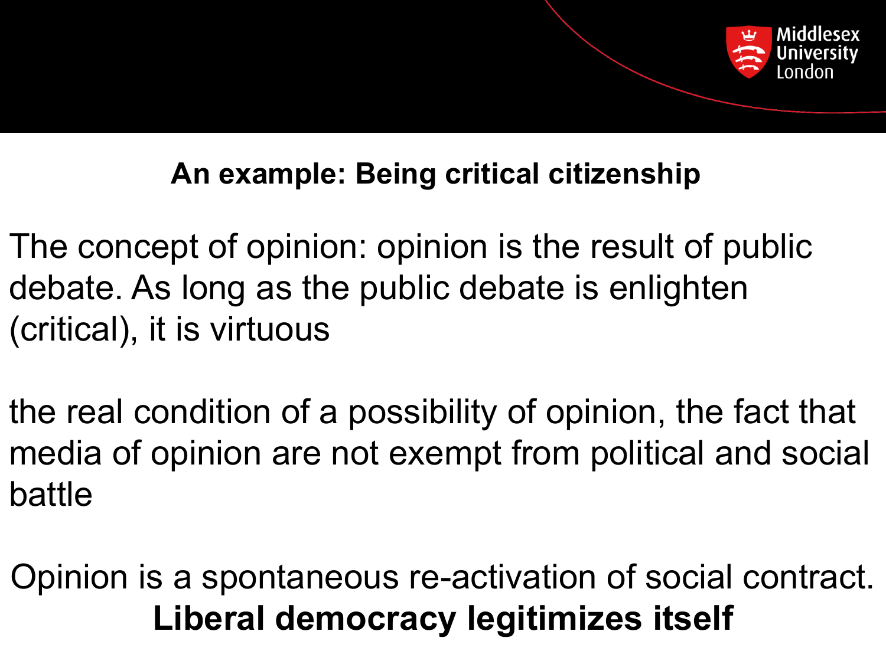## An example: Being critical citizenship

The concept of opinion: opinion is the result of public debate. As long as the public debate is enlighten (critical), it is virtuous

the real condition of a possibility of opinion, the fact that media of opinion are not exempt from political and social battle

Opinion is a spontaneous re-activation of social contract.

**Liberal democracy legitimizes itself**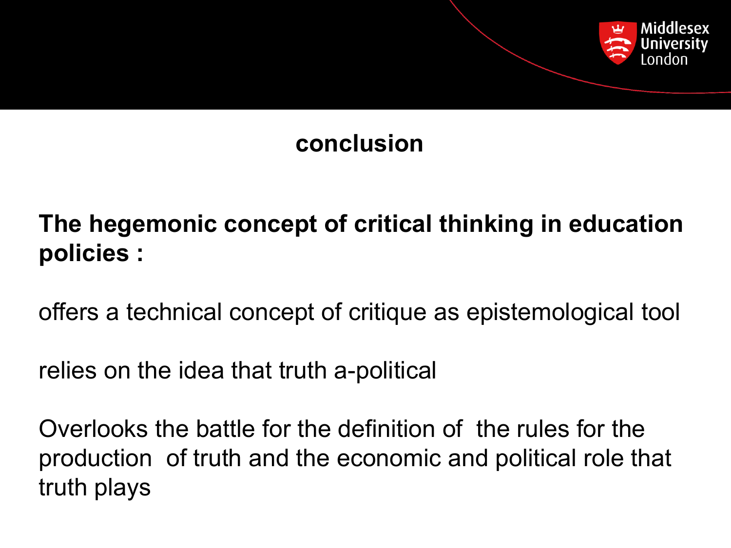# conclusion

**The hegemonic concept of critical thinking in education policies :**

offers a technical concept of critique as epistemological tool

relies on the idea that truth a-political

Overlooks the battle for the definition of the rules for the production of truth and the economic and political role that truth plays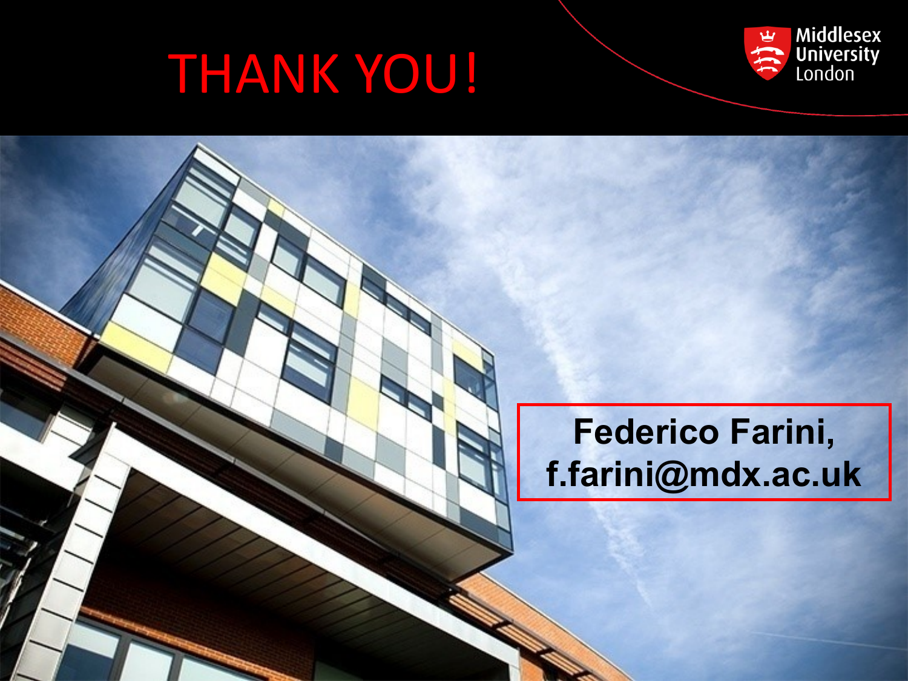# THANK YOU!

Middlesex University London

**Federico Farini, f.farini@mdx.ac.uk**